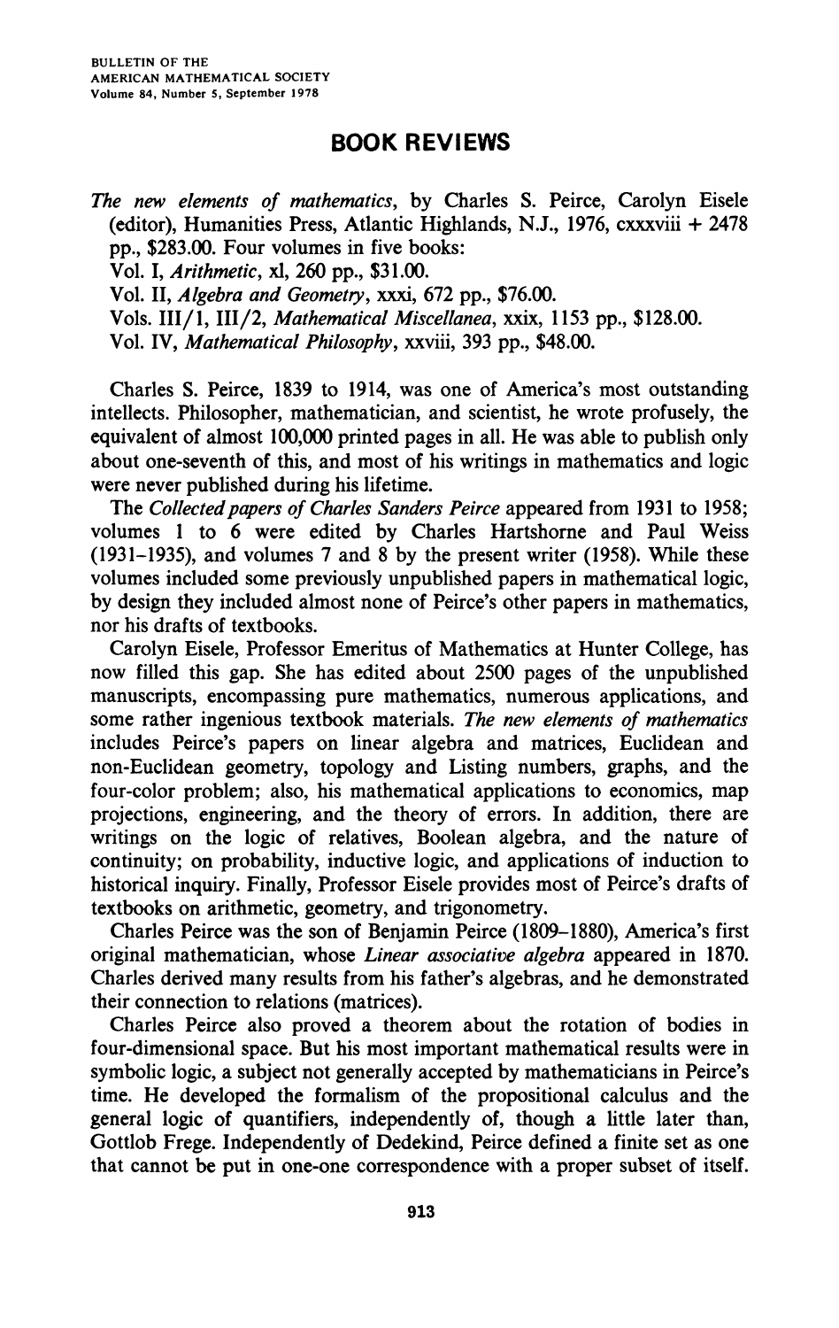# BOOK REVIEWS

*The new elements of mathematics*, by Charles S. Peirce, Carolyn Eisele (editor), Humanities Press, Atlantic Highlands, N.J., 1976, cxxxviii + 2478 pp., $283.00. Four volumes in five books:

Vol. I, *Arithmetic*, xl, 260 pp., $31.00.

Vol. II, *Algebra and Geometry*, xxxi, 672 pp., $76.00.

Vols. III/1, III/2, *Mathematical Miscellanea*, xxix, 1153 pp., $128.00.

Vol. IV, *Mathematical Philosophy*, xxviii, 393 pp., $48.00.

Charles S. Peirce, 1839 to 1914, was one of America's most outstanding intellects. Philosopher, mathematician, and scientist, he wrote profusely, the equivalent of almost 100,000 printed pages in all. He was able to publish only about one-seventh of this, and most of his writings in mathematics and logic were never published during his lifetime.

The *Collected papers of Charles Sanders Peirce* appeared from 1931 to 1958; volumes 1 to 6 were edited by Charles Hartshorne and Paul Weiss (1931–1935), and volumes 7 and 8 by the present writer (1958). While these volumes included some previously unpublished papers in mathematical logic, by design they included almost none of Peirce's other papers in mathematics, nor his drafts of textbooks.

Carolyn Eisele, Professor Emeritus of Mathematics at Hunter College, has now filled this gap. She has edited about 2500 pages of the unpublished manuscripts, encompassing pure mathematics, numerous applications, and some rather ingenious textbook materials. *The new elements of mathematics* includes Peirce's papers on linear algebra and matrices, Euclidean and non-Euclidean geometry, topology and Listing numbers, graphs, and the four-color problem; also, his mathematical applications to economics, map projections, engineering, and the theory of errors. In addition, there are writings on the logic of relatives, Boolean algebra, and the nature of continuity; on probability, inductive logic, and applications of induction to historical inquiry. Finally, Professor Eisele provides most of Peirce's drafts of textbooks on arithmetic, geometry, and trigonometry.

Charles Peirce was the son of Benjamin Peirce (1809–1880), America's first original mathematician, whose *Linear associative algebra* appeared in 1870. Charles derived many results from his father's algebras, and he demonstrated their connection to relations (matrices).

Charles Peirce also proved a theorem about the rotation of bodies in four-dimensional space. But his most important mathematical results were in symbolic logic, a subject not generally accepted by mathematicians in Peirce's time. He developed the formalism of the propositional calculus and the general logic of quantifiers, independently of, though a little later than, Gottlob Frege. Independently of Dedekind, Peirce defined a finite set as one that cannot be put in one-one correspondence with a proper subset of itself.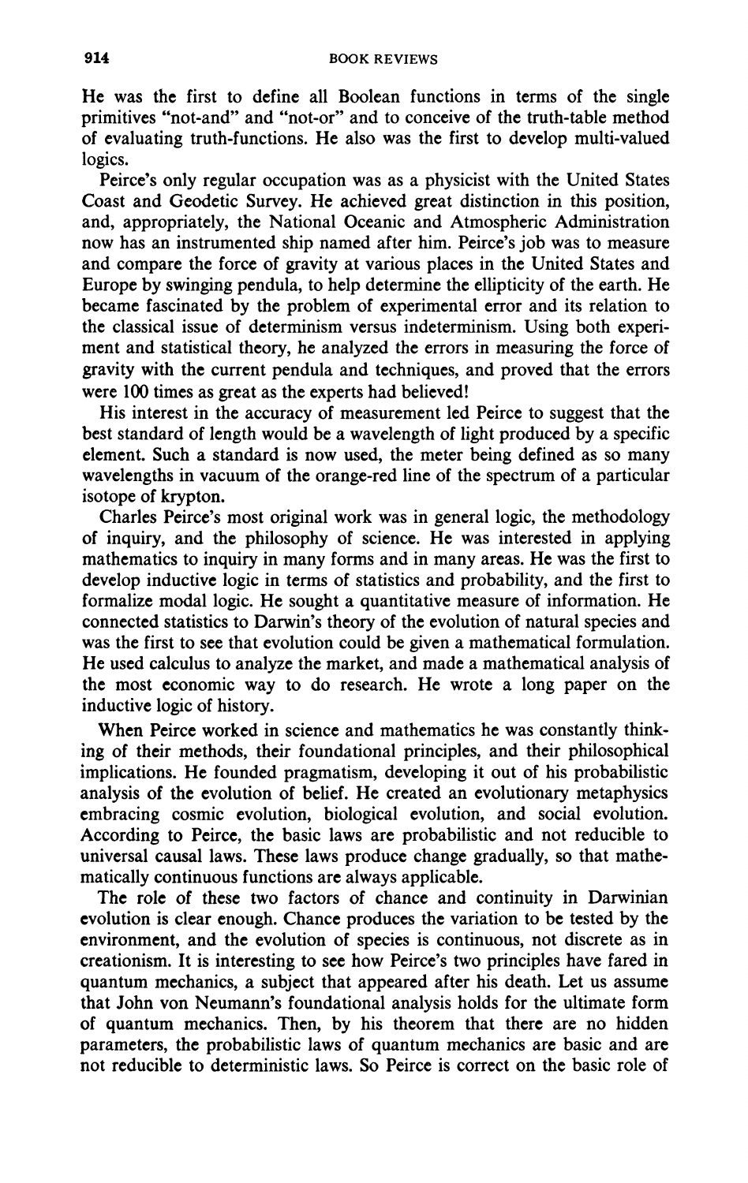He was the first to define all Boolean functions in terms of the single primitives "not-and" and "not-or" and to conceive of the truth-table method of evaluating truth-functions. He also was the first to develop multi-valued logics.

Peirce's only regular occupation was as a physicist with the United States Coast and Geodetic Survey. He achieved great distinction in this position, and, appropriately, the National Oceanic and Atmospheric Administration now has an instrumented ship named after him. Peirce's job was to measure and compare the force of gravity at various places in the United States and Europe by swinging pendula, to help determine the ellipticity of the earth. He became fascinated by the problem of experimental error and its relation to the classical issue of determinism versus indeterminism. Using both experiment and statistical theory, he analyzed the errors in measuring the force of gravity with the current pendula and techniques, and proved that the errors were 100 times as great as the experts had believed!

His interest in the accuracy of measurement led Peirce to suggest that the best standard of length would be a wavelength of light produced by a specific element. Such a standard is now used, the meter being defined as so many wavelengths in vacuum of the orange-red line of the spectrum of a particular isotope of krypton.

Charles Peirce's most original work was in general logic, the methodology of inquiry, and the philosophy of science. He was interested in applying mathematics to inquiry in many forms and in many areas. He was the first to develop inductive logic in terms of statistics and probability, and the first to formalize modal logic. He sought a quantitative measure of information. He connected statistics to Darwin's theory of the evolution of natural species and was the first to see that evolution could be given a mathematical formulation. He used calculus to analyze the market, and made a mathematical analysis of the most economic way to do research. He wrote a long paper on the inductive logic of history.

When Peirce worked in science and mathematics he was constantly thinking of their methods, their foundational principles, and their philosophical implications. He founded pragmatism, developing it out of his probabilistic analysis of the evolution of belief. He created an evolutionary metaphysics embracing cosmic evolution, biological evolution, and social evolution. According to Peirce, the basic laws are probabilistic and not reducible to universal causal laws. These laws produce change gradually, so that mathematically continuous functions are always applicable.

The role of these two factors of chance and continuity in Darwinian evolution is clear enough. Chance produces the variation to be tested by the environment, and the evolution of species is continuous, not discrete as in creationism. It is interesting to see how Peirce's two principles have fared in quantum mechanics, a subject that appeared after his death. Let us assume that John von Neumann's foundational analysis holds for the ultimate form of quantum mechanics. Then, by his theorem that there are no hidden parameters, the probabilistic laws of quantum mechanics are basic and are not reducible to deterministic laws. So Peirce is correct on the basic role of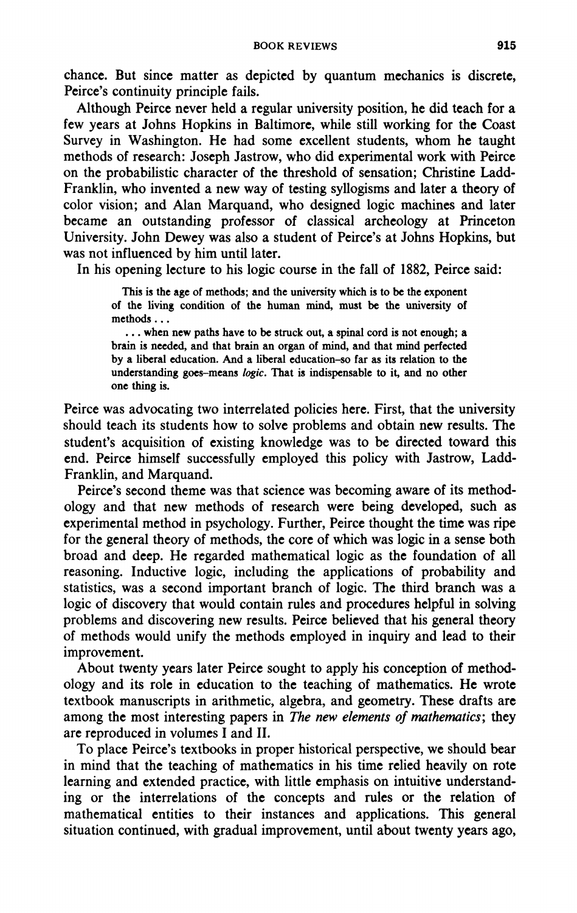chance. But since matter as depicted by quantum mechanics is discrete, Peirce's continuity principle fails.

Although Peirce never held a regular university position, he did teach for a few years at Johns Hopkins in Baltimore, while still working for the Coast Survey in Washington. He had some excellent students, whom he taught methods of research: Joseph Jastrow, who did experimental work with Peirce on the probabilistic character of the threshold of sensation; Christine Ladd-Franklin, who invented a new way of testing syllogisms and later a theory of color vision; and Alan Marquand, who designed logic machines and later became an outstanding professor of classical archeology at Princeton University. John Dewey was also a student of Peirce's at Johns Hopkins, but was not influenced by him until later.

In his opening lecture to his logic course in the fall of 1882, Peirce said:

> This is the age of methods; and the university which is to be the exponent of the living condition of the human mind, must be the university of methods . . .
>
> . . . when new paths have to be struck out, a spinal cord is not enough; a brain is needed, and that brain an organ of mind, and that mind perfected by a liberal education. And a liberal education–so far as its relation to the understanding goes–means *logic*. That is indispensable to it, and no other one thing is.

Peirce was advocating two interrelated policies here. First, that the university should teach its students how to solve problems and obtain new results. The student's acquisition of existing knowledge was to be directed toward this end. Peirce himself successfully employed this policy with Jastrow, Ladd-Franklin, and Marquand.

Peirce's second theme was that science was becoming aware of its methodology and that new methods of research were being developed, such as experimental method in psychology. Further, Peirce thought the time was ripe for the general theory of methods, the core of which was logic in a sense both broad and deep. He regarded mathematical logic as the foundation of all reasoning. Inductive logic, including the applications of probability and statistics, was a second important branch of logic. The third branch was a logic of discovery that would contain rules and procedures helpful in solving problems and discovering new results. Peirce believed that his general theory of methods would unify the methods employed in inquiry and lead to their improvement.

About twenty years later Peirce sought to apply his conception of methodology and its role in education to the teaching of mathematics. He wrote textbook manuscripts in arithmetic, algebra, and geometry. These drafts are among the most interesting papers in *The new elements of mathematics*; they are reproduced in volumes I and II.

To place Peirce's textbooks in proper historical perspective, we should bear in mind that the teaching of mathematics in his time relied heavily on rote learning and extended practice, with little emphasis on intuitive understanding or the interrelations of the concepts and rules or the relation of mathematical entities to their instances and applications. This general situation continued, with gradual improvement, until about twenty years ago,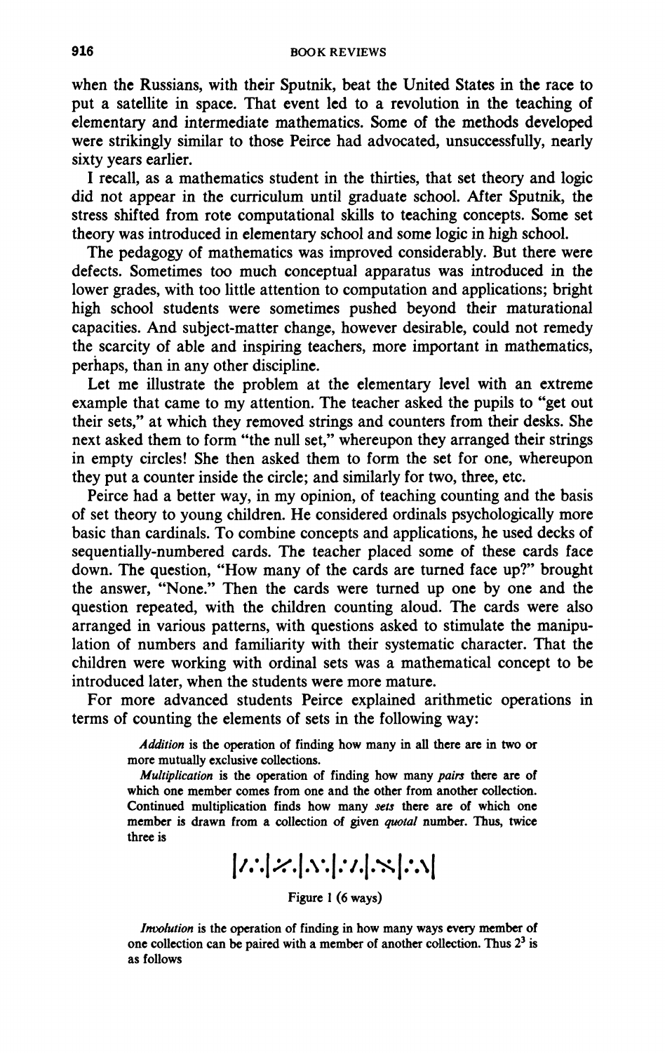when the Russians, with their Sputnik, beat the United States in the race to put a satellite in space. That event led to a revolution in the teaching of elementary and intermediate mathematics. Some of the methods developed were strikingly similar to those Peirce had advocated, unsuccessfully, nearly sixty years earlier.

I recall, as a mathematics student in the thirties, that set theory and logic did not appear in the curriculum until graduate school. After Sputnik, the stress shifted from rote computational skills to teaching concepts. Some set theory was introduced in elementary school and some logic in high school.

The pedagogy of mathematics was improved considerably. But there were defects. Sometimes too much conceptual apparatus was introduced in the lower grades, with too little attention to computation and applications; bright high school students were sometimes pushed beyond their maturational capacities. And subject-matter change, however desirable, could not remedy the scarcity of able and inspiring teachers, more important in mathematics, perhaps, than in any other discipline.

Let me illustrate the problem at the elementary level with an extreme example that came to my attention. The teacher asked the pupils to "get out their sets," at which they removed strings and counters from their desks. She next asked them to form "the null set," whereupon they arranged their strings in empty circles! She then asked them to form the set for one, whereupon they put a counter inside the circle; and similarly for two, three, etc.

Peirce had a better way, in my opinion, of teaching counting and the basis of set theory to young children. He considered ordinals psychologically more basic than cardinals. To combine concepts and applications, he used decks of sequentially-numbered cards. The teacher placed some of these cards face down. The question, "How many of the cards are turned face up?" brought the answer, "None." Then the cards were turned up one by one and the question repeated, with the children counting aloud. The cards were also arranged in various patterns, with questions asked to stimulate the manipulation of numbers and familiarity with their systematic character. That the children were working with ordinal sets was a mathematical concept to be introduced later, when the students were more mature.

For more advanced students Peirce explained arithmetic operations in terms of counting the elements of sets in the following way:

> *Addition* is the operation of finding how many in all there are in two or more mutually exclusive collections.
>
> *Multiplication* is the operation of finding how many *pairs* there are of which one member comes from one and the other from another collection. Continued multiplication finds how many *sets* there are of which one member is drawn from a collection of given *quotal* number. Thus, twice three is
>
> |/.·.|⋌.|.⋋·.|.·/.|.⋋|·.⋋|
>
> Figure 1 (6 ways)
>
> *Involution* is the operation of finding in how many ways every member of one collection can be paired with a member of another collection. Thus $2^3$ is as follows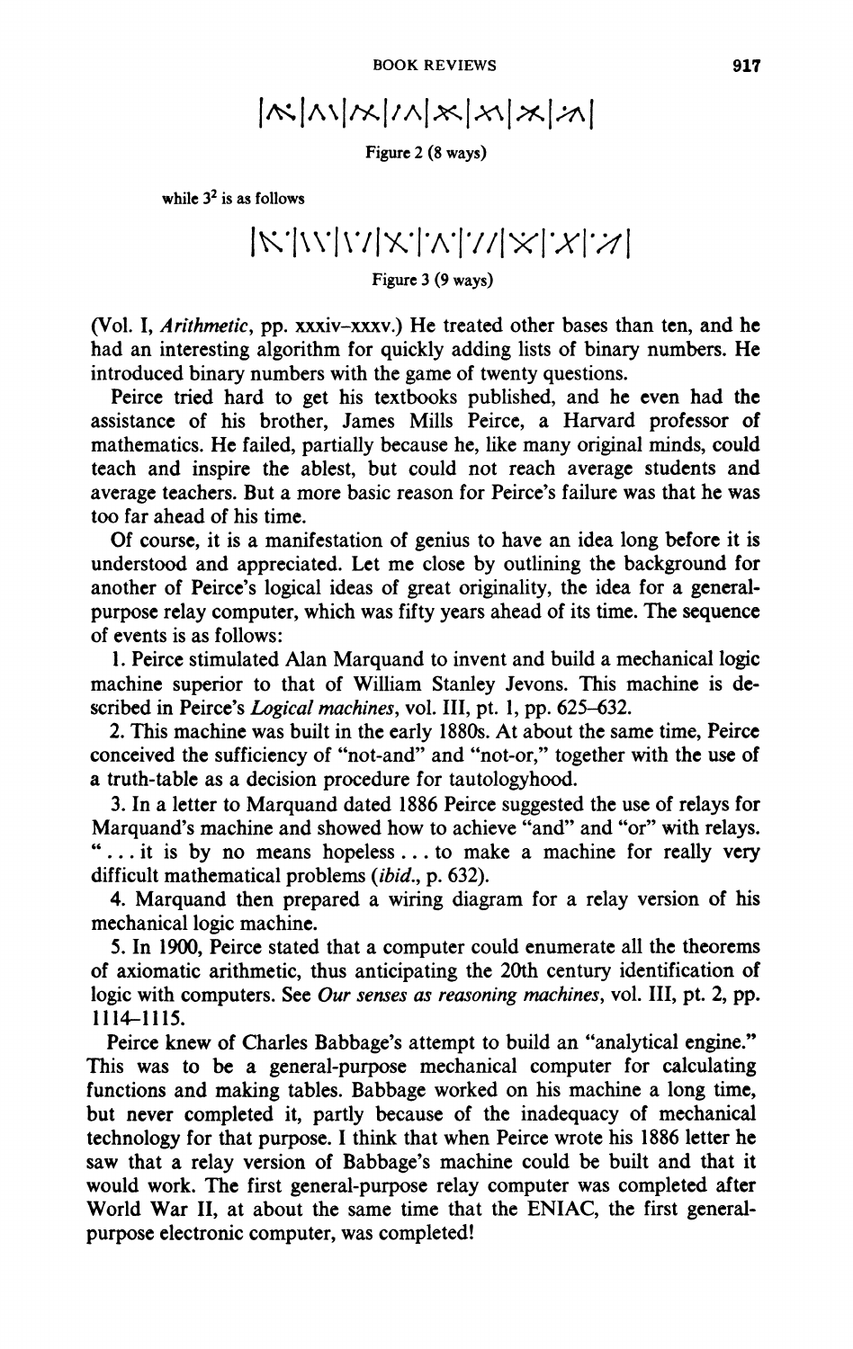Figure 2 (8 ways)

while $3^2$ is as follows

Figure 3 (9 ways)

(Vol. I, *Arithmetic*, pp. xxxiv–xxxv.) He treated other bases than ten, and he had an interesting algorithm for quickly adding lists of binary numbers. He introduced binary numbers with the game of twenty questions.

Peirce tried hard to get his textbooks published, and he even had the assistance of his brother, James Mills Peirce, a Harvard professor of mathematics. He failed, partially because he, like many original minds, could teach and inspire the ablest, but could not reach average students and average teachers. But a more basic reason for Peirce's failure was that he was too far ahead of his time.

Of course, it is a manifestation of genius to have an idea long before it is understood and appreciated. Let me close by outlining the background for another of Peirce's logical ideas of great originality, the idea for a general-purpose relay computer, which was fifty years ahead of its time. The sequence of events is as follows:

1. Peirce stimulated Alan Marquand to invent and build a mechanical logic machine superior to that of William Stanley Jevons. This machine is described in Peirce's *Logical machines*, vol. III, pt. 1, pp. 625–632.

2. This machine was built in the early 1880s. At about the same time, Peirce conceived the sufficiency of "not-and" and "not-or," together with the use of a truth-table as a decision procedure for tautologyhood.

3. In a letter to Marquand dated 1886 Peirce suggested the use of relays for Marquand's machine and showed how to achieve "and" and "or" with relays. "... it is by no means hopeless ... to make a machine for really very difficult mathematical problems (*ibid.*, p. 632).

4. Marquand then prepared a wiring diagram for a relay version of his mechanical logic machine.

5. In 1900, Peirce stated that a computer could enumerate all the theorems of axiomatic arithmetic, thus anticipating the 20th century identification of logic with computers. See *Our senses as reasoning machines*, vol. III, pt. 2, pp. 1114–1115.

Peirce knew of Charles Babbage's attempt to build an "analytical engine." This was to be a general-purpose mechanical computer for calculating functions and making tables. Babbage worked on his machine a long time, but never completed it, partly because of the inadequacy of mechanical technology for that purpose. I think that when Peirce wrote his 1886 letter he saw that a relay version of Babbage's machine could be built and that it would work. The first general-purpose relay computer was completed after World War II, at about the same time that the ENIAC, the first general-purpose electronic computer, was completed!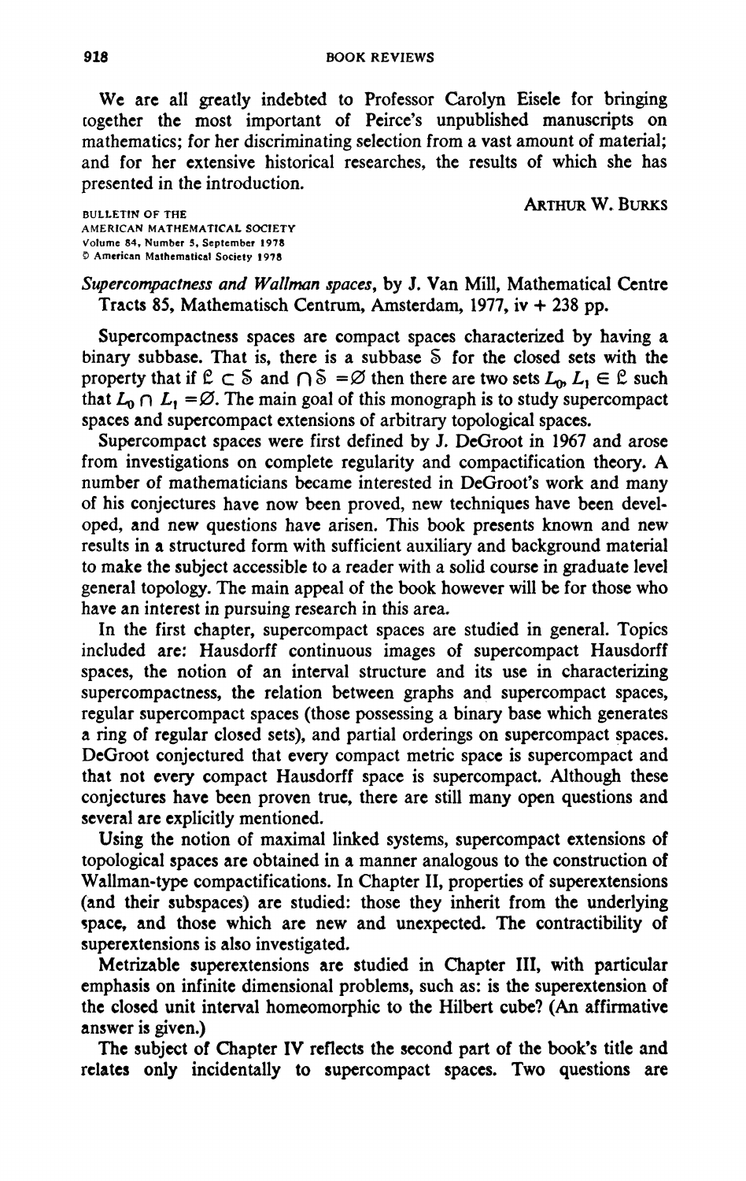We are all greatly indebted to Professor Carolyn Eisele for bringing together the most important of Peirce's unpublished manuscripts on mathematics; for her discriminating selection from a vast amount of material; and for her extensive historical researches, the results of which she has presented in the introduction.

ARTHUR W. BURKS

BULLETIN OF THE AMERICAN MATHEMATICAL SOCIETY
Volume 84, Number 5, September 1978
© American Mathematical Society 1978

*Supercompactness and Wallman spaces*, by J. Van Mill, Mathematical Centre Tracts 85, Mathematisch Centrum, Amsterdam, 1977, iv + 238 pp.

Supercompactness spaces are compact spaces characterized by having a binary subbase. That is, there is a subbase $\mathcal{S}$ for the closed sets with the property that if $\mathcal{L} \subset \mathcal{S}$ and $\bigcap \mathcal{S} = \varnothing$ then there are two sets $L_0, L_1 \in \mathcal{L}$ such that $L_0 \cap L_1 = \varnothing$. The main goal of this monograph is to study supercompact spaces and supercompact extensions of arbitrary topological spaces.

Supercompact spaces were first defined by J. DeGroot in 1967 and arose from investigations on complete regularity and compactification theory. A number of mathematicians became interested in DeGroot's work and many of his conjectures have now been proved, new techniques have been developed, and new questions have arisen. This book presents known and new results in a structured form with sufficient auxiliary and background material to make the subject accessible to a reader with a solid course in graduate level general topology. The main appeal of the book however will be for those who have an interest in pursuing research in this area.

In the first chapter, supercompact spaces are studied in general. Topics included are: Hausdorff continuous images of supercompact Hausdorff spaces, the notion of an interval structure and its use in characterizing supercompactness, the relation between graphs and supercompact spaces, regular supercompact spaces (those possessing a binary base which generates a ring of regular closed sets), and partial orderings on supercompact spaces. DeGroot conjectured that every compact metric space is supercompact and that not every compact Hausdorff space is supercompact. Although these conjectures have been proven true, there are still many open questions and several are explicitly mentioned.

Using the notion of maximal linked systems, supercompact extensions of topological spaces are obtained in a manner analogous to the construction of Wallman-type compactifications. In Chapter II, properties of superextensions (and their subspaces) are studied: those they inherit from the underlying space, and those which are new and unexpected. The contractibility of superextensions is also investigated.

Metrizable superextensions are studied in Chapter III, with particular emphasis on infinite dimensional problems, such as: is the superextension of the closed unit interval homeomorphic to the Hilbert cube? (An affirmative answer is given.)

The subject of Chapter IV reflects the second part of the book's title and relates only incidentally to supercompact spaces. Two questions are